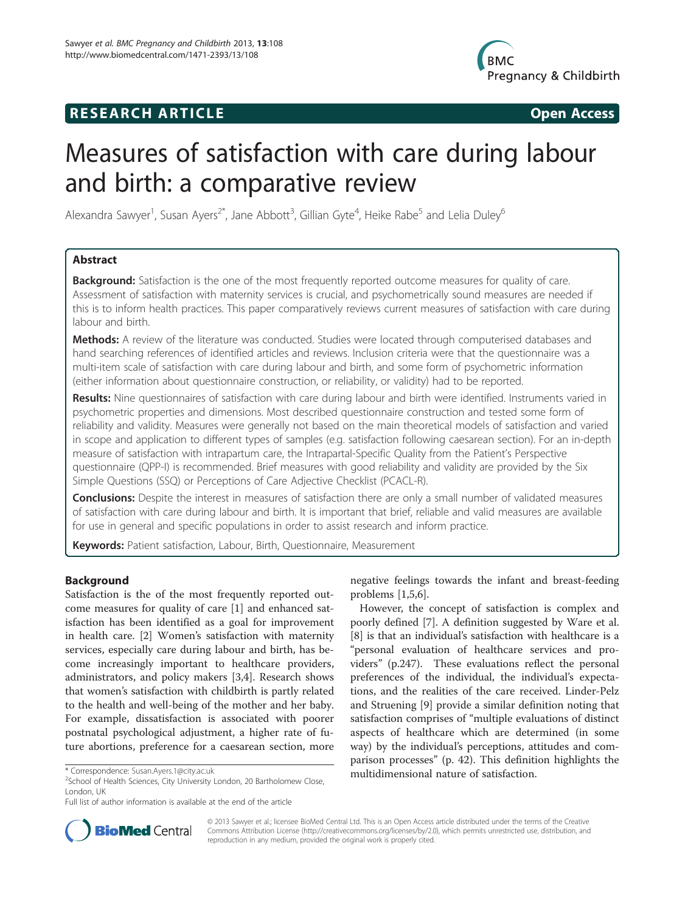RESEARCH ARTICLE Open Access

# Measures of satisfaction with care during labour and birth: a comparative review

Alexandra Sawyer[1], Susan Ayers[2*], Jane Abbott[3], Gillian Gyte[4], Heike Rabe[5] and Lelia Duley[6]

## Abstract

**Background:** Satisfaction is the one of the most frequently reported outcome measures for quality of care. Assessment of satisfaction with maternity services is crucial, and psychometrically sound measures are needed if this is to inform health practices. This paper comparatively reviews current measures of satisfaction with care during labour and birth.

**Methods:** A review of the literature was conducted. Studies were located through computerised databases and hand searching references of identified articles and reviews. Inclusion criteria were that the questionnaire was a multi-item scale of satisfaction with care during labour and birth, and some form of psychometric information (either information about questionnaire construction, or reliability, or validity) had to be reported.

**Results:** Nine questionnaires of satisfaction with care during labour and birth were identified. Instruments varied in psychometric properties and dimensions. Most described questionnaire construction and tested some form of reliability and validity. Measures were generally not based on the main theoretical models of satisfaction and varied in scope and application to different types of samples (e.g. satisfaction following caesarean section). For an in-depth measure of satisfaction with intrapartum care, the Intrapartal-Specific Quality from the Patient's Perspective questionnaire (QPP-I) is recommended. Brief measures with good reliability and validity are provided by the Six Simple Questions (SSQ) or Perceptions of Care Adjective Checklist (PCACL-R).

**Conclusions:** Despite the interest in measures of satisfaction there are only a small number of validated measures of satisfaction with care during labour and birth. It is important that brief, reliable and valid measures are available for use in general and specific populations in order to assist research and inform practice.

**Keywords:** Patient satisfaction, Labour, Birth, Questionnaire, Measurement

## Background

Satisfaction is the of the most frequently reported outcome measures for quality of care [1] and enhanced satisfaction has been identified as a goal for improvement in health care. [2] Women's satisfaction with maternity services, especially care during labour and birth, has become increasingly important to healthcare providers, administrators, and policy makers [3,4]. Research shows that women's satisfaction with childbirth is partly related to the health and well-being of the mother and her baby. For example, dissatisfaction is associated with poorer postnatal psychological adjustment, a higher rate of future abortions, preference for a caesarean section, more negative feelings towards the infant and breast-feeding problems [1,5,6].

However, the concept of satisfaction is complex and poorly defined [7]. A definition suggested by Ware et al. [8] is that an individual's satisfaction with healthcare is a "personal evaluation of healthcare services and providers" (p.247). These evaluations reflect the personal preferences of the individual, the individual's expectations, and the realities of the care received. Linder-Pelz and Struening [9] provide a similar definition noting that satisfaction comprises of "multiple evaluations of distinct aspects of healthcare which are determined (in some way) by the individual's perceptions, attitudes and comparison processes" (p. 42). This definition highlights the multidimensional nature of satisfaction.

\* Correspondence: Susan.Ayers.1@city.ac.uk
[2]School of Health Sciences, City University London, 20 Bartholomew Close, London, UK
Full list of author information is available at the end of the article

© 2013 Sawyer et al.; licensee BioMed Central Ltd. This is an Open Access article distributed under the terms of the Creative Commons Attribution License (http://creativecommons.org/licenses/by/2.0), which permits unrestricted use, distribution, and reproduction in any medium, provided the original work is properly cited.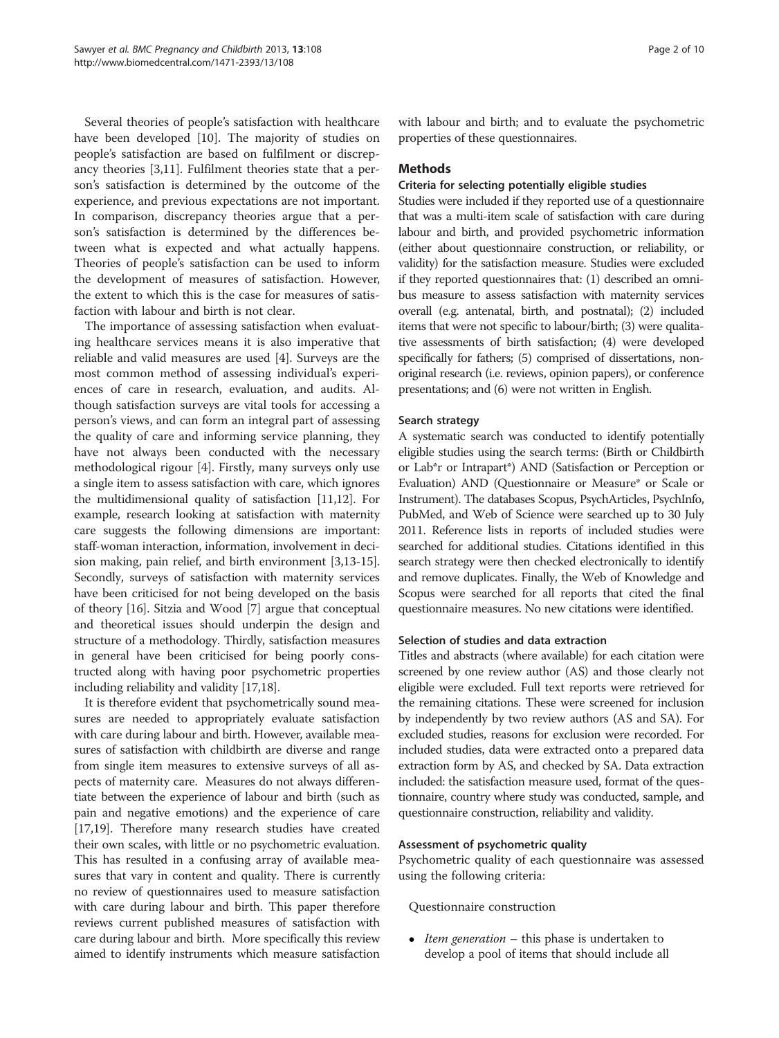Several theories of people's satisfaction with healthcare have been developed [10]. The majority of studies on people's satisfaction are based on fulfilment or discrepancy theories [3,11]. Fulfilment theories state that a person's satisfaction is determined by the outcome of the experience, and previous expectations are not important. In comparison, discrepancy theories argue that a person's satisfaction is determined by the differences between what is expected and what actually happens. Theories of people's satisfaction can be used to inform the development of measures of satisfaction. However, the extent to which this is the case for measures of satisfaction with labour and birth is not clear.

The importance of assessing satisfaction when evaluating healthcare services means it is also imperative that reliable and valid measures are used [4]. Surveys are the most common method of assessing individual's experiences of care in research, evaluation, and audits. Although satisfaction surveys are vital tools for accessing a person's views, and can form an integral part of assessing the quality of care and informing service planning, they have not always been conducted with the necessary methodological rigour [4]. Firstly, many surveys only use a single item to assess satisfaction with care, which ignores the multidimensional quality of satisfaction [11,12]. For example, research looking at satisfaction with maternity care suggests the following dimensions are important: staff-woman interaction, information, involvement in decision making, pain relief, and birth environment [3,13-15]. Secondly, surveys of satisfaction with maternity services have been criticised for not being developed on the basis of theory [16]. Sitzia and Wood [7] argue that conceptual and theoretical issues should underpin the design and structure of a methodology. Thirdly, satisfaction measures in general have been criticised for being poorly constructed along with having poor psychometric properties including reliability and validity [17,18].

It is therefore evident that psychometrically sound measures are needed to appropriately evaluate satisfaction with care during labour and birth. However, available measures of satisfaction with childbirth are diverse and range from single item measures to extensive surveys of all aspects of maternity care. Measures do not always differentiate between the experience of labour and birth (such as pain and negative emotions) and the experience of care [17,19]. Therefore many research studies have created their own scales, with little or no psychometric evaluation. This has resulted in a confusing array of available measures that vary in content and quality. There is currently no review of questionnaires used to measure satisfaction with care during labour and birth. This paper therefore reviews current published measures of satisfaction with care during labour and birth. More specifically this review aimed to identify instruments which measure satisfaction with labour and birth; and to evaluate the psychometric properties of these questionnaires.

## Methods

### Criteria for selecting potentially eligible studies

Studies were included if they reported use of a questionnaire that was a multi-item scale of satisfaction with care during labour and birth, and provided psychometric information (either about questionnaire construction, or reliability, or validity) for the satisfaction measure. Studies were excluded if they reported questionnaires that: (1) described an omnibus measure to assess satisfaction with maternity services overall (e.g. antenatal, birth, and postnatal); (2) included items that were not specific to labour/birth; (3) were qualitative assessments of birth satisfaction; (4) were developed specifically for fathers; (5) comprised of dissertations, non-original research (i.e. reviews, opinion papers), or conference presentations; and (6) were not written in English.

### Search strategy

A systematic search was conducted to identify potentially eligible studies using the search terms: (Birth or Childbirth or Lab*r or Intrapart*) AND (Satisfaction or Perception or Evaluation) AND (Questionnaire or Measure* or Scale or Instrument). The databases Scopus, PsychArticles, PsychInfo, PubMed, and Web of Science were searched up to 30 July 2011. Reference lists in reports of included studies were searched for additional studies. Citations identified in this search strategy were then checked electronically to identify and remove duplicates. Finally, the Web of Knowledge and Scopus were searched for all reports that cited the final questionnaire measures. No new citations were identified.

### Selection of studies and data extraction

Titles and abstracts (where available) for each citation were screened by one review author (AS) and those clearly not eligible were excluded. Full text reports were retrieved for the remaining citations. These were screened for inclusion by independently by two review authors (AS and SA). For excluded studies, reasons for exclusion were recorded. For included studies, data were extracted onto a prepared data extraction form by AS, and checked by SA. Data extraction included: the satisfaction measure used, format of the questionnaire, country where study was conducted, sample, and questionnaire construction, reliability and validity.

### Assessment of psychometric quality

Psychometric quality of each questionnaire was assessed using the following criteria:

Questionnaire construction

- *Item generation* – this phase is undertaken to develop a pool of items that should include all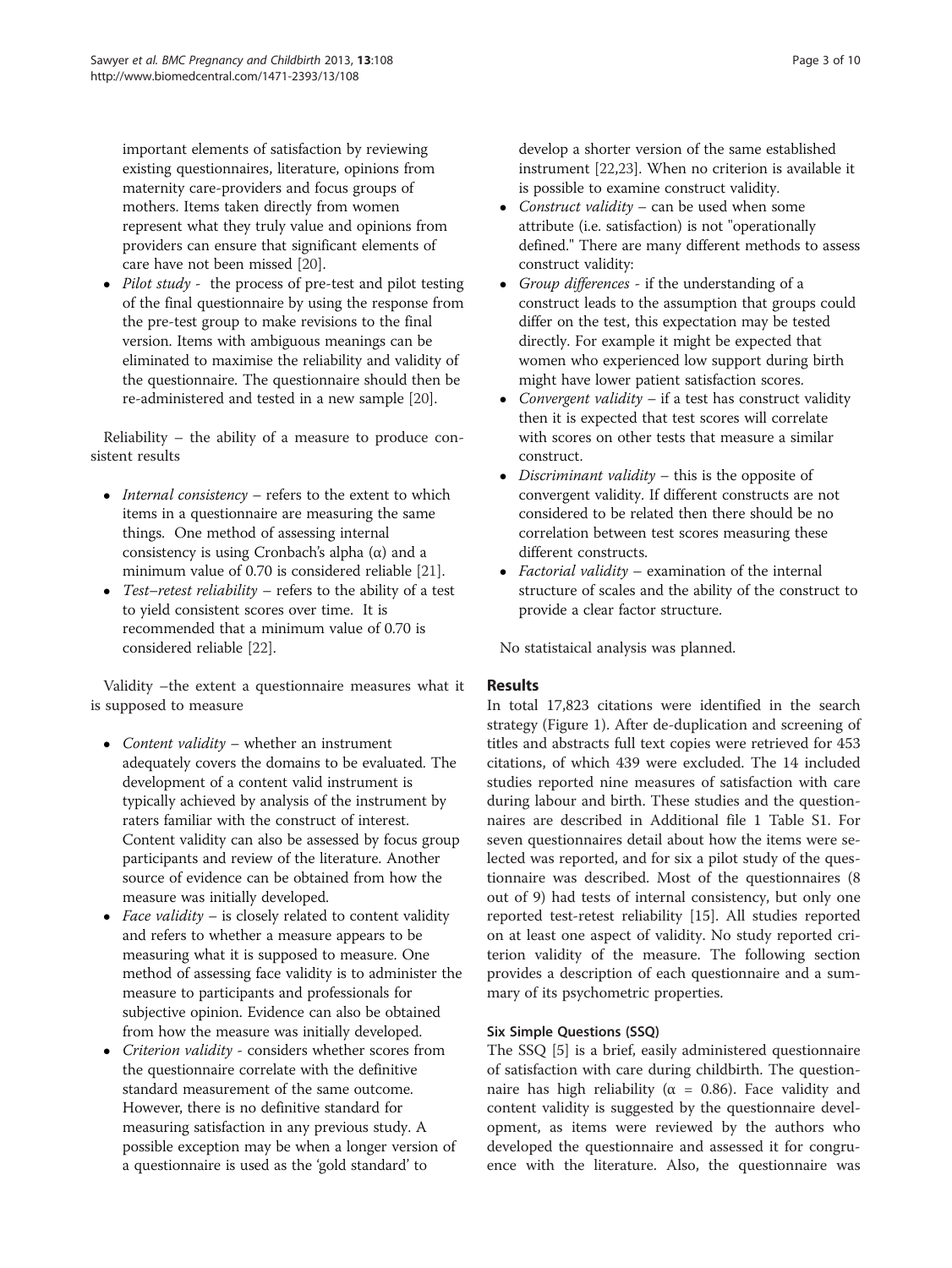important elements of satisfaction by reviewing existing questionnaires, literature, opinions from maternity care-providers and focus groups of mothers. Items taken directly from women represent what they truly value and opinions from providers can ensure that significant elements of care have not been missed [20].

- *Pilot study* - the process of pre-test and pilot testing of the final questionnaire by using the response from the pre-test group to make revisions to the final version. Items with ambiguous meanings can be eliminated to maximise the reliability and validity of the questionnaire. The questionnaire should then be re-administered and tested in a new sample [20].

Reliability – the ability of a measure to produce consistent results

- *Internal consistency* – refers to the extent to which items in a questionnaire are measuring the same things. One method of assessing internal consistency is using Cronbach's alpha ($\alpha$) and a minimum value of 0.70 is considered reliable [21].
- *Test–retest reliability* – refers to the ability of a test to yield consistent scores over time. It is recommended that a minimum value of 0.70 is considered reliable [22].

Validity –the extent a questionnaire measures what it is supposed to measure

- *Content validity* – whether an instrument adequately covers the domains to be evaluated. The development of a content valid instrument is typically achieved by analysis of the instrument by raters familiar with the construct of interest. Content validity can also be assessed by focus group participants and review of the literature. Another source of evidence can be obtained from how the measure was initially developed.
- *Face validity* – is closely related to content validity and refers to whether a measure appears to be measuring what it is supposed to measure. One method of assessing face validity is to administer the measure to participants and professionals for subjective opinion. Evidence can also be obtained from how the measure was initially developed.
- *Criterion validity* - considers whether scores from the questionnaire correlate with the definitive standard measurement of the same outcome. However, there is no definitive standard for measuring satisfaction in any previous study. A possible exception may be when a longer version of a questionnaire is used as the 'gold standard' to develop a shorter version of the same established instrument [22,23]. When no criterion is available it is possible to examine construct validity.
- *Construct validity* – can be used when some attribute (i.e. satisfaction) is not "operationally defined." There are many different methods to assess construct validity:
- *Group differences* - if the understanding of a construct leads to the assumption that groups could differ on the test, this expectation may be tested directly. For example it might be expected that women who experienced low support during birth might have lower patient satisfaction scores.
- *Convergent validity* – if a test has construct validity then it is expected that test scores will correlate with scores on other tests that measure a similar construct.
- *Discriminant validity* – this is the opposite of convergent validity. If different constructs are not considered to be related then there should be no correlation between test scores measuring these different constructs.
- *Factorial validity* – examination of the internal structure of scales and the ability of the construct to provide a clear factor structure.

No statistaical analysis was planned.

## Results

In total 17,823 citations were identified in the search strategy (Figure 1). After de-duplication and screening of titles and abstracts full text copies were retrieved for 453 citations, of which 439 were excluded. The 14 included studies reported nine measures of satisfaction with care during labour and birth. These studies and the questionnaires are described in Additional file 1 Table S1. For seven questionnaires detail about how the items were selected was reported, and for six a pilot study of the questionnaire was described. Most of the questionnaires (8 out of 9) had tests of internal consistency, but only one reported test-retest reliability [15]. All studies reported on at least one aspect of validity. No study reported criterion validity of the measure. The following section provides a description of each questionnaire and a summary of its psychometric properties.

### Six Simple Questions (SSQ)

The SSQ [5] is a brief, easily administered questionnaire of satisfaction with care during childbirth. The questionnaire has high reliability ($\alpha$ = 0.86). Face validity and content validity is suggested by the questionnaire development, as items were reviewed by the authors who developed the questionnaire and assessed it for congruence with the literature. Also, the questionnaire was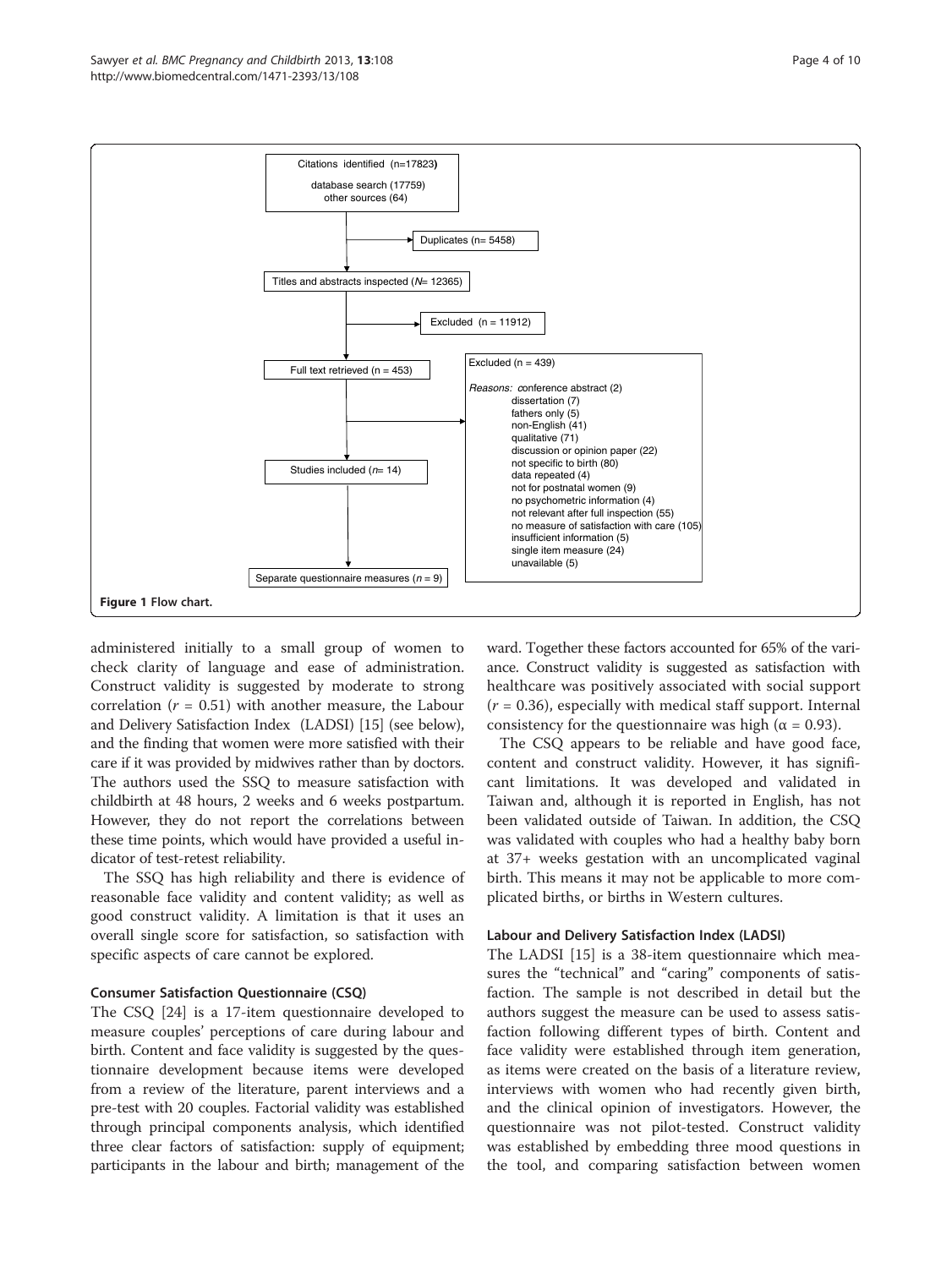Citations identified (n=17823)

database search (17759)
other sources (64)

Duplicates (n= 5458)

Titles and abstracts inspected (*N*= 12365)

Excluded (n = 11912)

Full text retrieved (n = 453)

Excluded (n = 439)

*Reasons:* conference abstract (2)
dissertation (7)
fathers only (5)
non-English (41)
qualitative (71)
discussion or opinion paper (22)
not specific to birth (80)
data repeated (4)
not for postnatal women (9)
no psychometric information (4)
not relevant after full inspection (55)
no measure of satisfaction with care (105)
insufficient information (5)
single item measure (24)
unavailable (5)

Studies included (*n*= 14)

Separate questionnaire measures (*n* = 9)

**Figure 1** Flow chart.

administered initially to a small group of women to check clarity of language and ease of administration. Construct validity is suggested by moderate to strong correlation ($r = 0.51$) with another measure, the Labour and Delivery Satisfaction Index (LADSI) [15] (see below), and the finding that women were more satisfied with their care if it was provided by midwives rather than by doctors. The authors used the SSQ to measure satisfaction with childbirth at 48 hours, 2 weeks and 6 weeks postpartum. However, they do not report the correlations between these time points, which would have provided a useful indicator of test-retest reliability.

The SSQ has high reliability and there is evidence of reasonable face validity and content validity; as well as good construct validity. A limitation is that it uses an overall single score for satisfaction, so satisfaction with specific aspects of care cannot be explored.

#### Consumer Satisfaction Questionnaire (CSQ)

The CSQ [24] is a 17-item questionnaire developed to measure couples' perceptions of care during labour and birth. Content and face validity is suggested by the questionnaire development because items were developed from a review of the literature, parent interviews and a pre-test with 20 couples. Factorial validity was established through principal components analysis, which identified three clear factors of satisfaction: supply of equipment; participants in the labour and birth; management of the ward. Together these factors accounted for 65% of the variance. Construct validity is suggested as satisfaction with healthcare was positively associated with social support ($r = 0.36$), especially with medical staff support. Internal consistency for the questionnaire was high ($\alpha = 0.93$).

The CSQ appears to be reliable and have good face, content and construct validity. However, it has significant limitations. It was developed and validated in Taiwan and, although it is reported in English, has not been validated outside of Taiwan. In addition, the CSQ was validated with couples who had a healthy baby born at 37+ weeks gestation with an uncomplicated vaginal birth. This means it may not be applicable to more complicated births, or births in Western cultures.

#### Labour and Delivery Satisfaction Index (LADSI)

The LADSI [15] is a 38-item questionnaire which measures the "technical" and "caring" components of satisfaction. The sample is not described in detail but the authors suggest the measure can be used to assess satisfaction following different types of birth. Content and face validity were established through item generation, as items were created on the basis of a literature review, interviews with women who had recently given birth, and the clinical opinion of investigators. However, the questionnaire was not pilot-tested. Construct validity was established by embedding three mood questions in the tool, and comparing satisfaction between women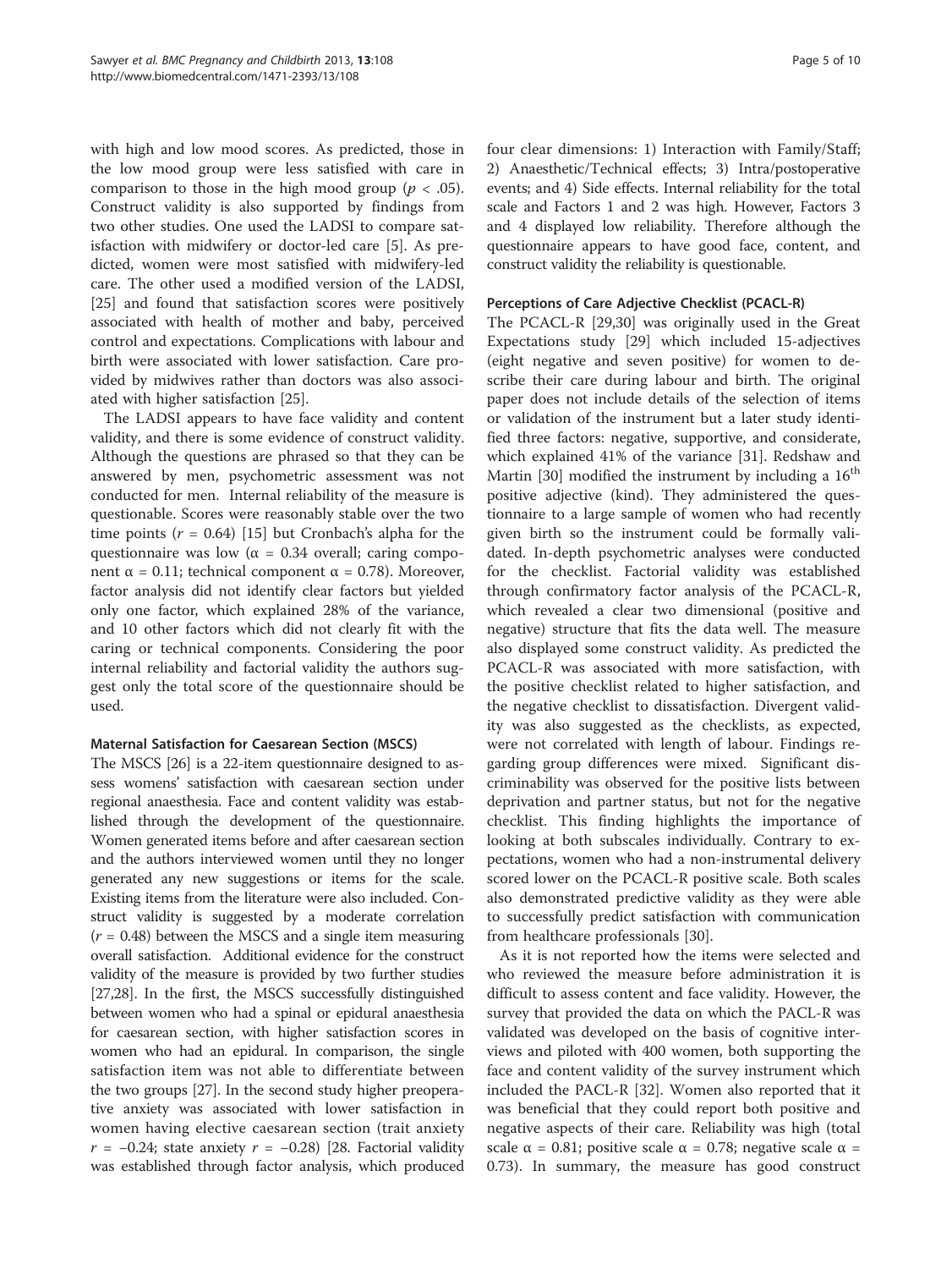with high and low mood scores. As predicted, those in the low mood group were less satisfied with care in comparison to those in the high mood group ($p < .05$). Construct validity is also supported by findings from two other studies. One used the LADSI to compare satisfaction with midwifery or doctor-led care [5]. As predicted, women were most satisfied with midwifery-led care. The other used a modified version of the LADSI, [25] and found that satisfaction scores were positively associated with health of mother and baby, perceived control and expectations. Complications with labour and birth were associated with lower satisfaction. Care provided by midwives rather than doctors was also associated with higher satisfaction [25].

The LADSI appears to have face validity and content validity, and there is some evidence of construct validity. Although the questions are phrased so that they can be answered by men, psychometric assessment was not conducted for men. Internal reliability of the measure is questionable. Scores were reasonably stable over the two time points ($r = 0.64$) [15] but Cronbach's alpha for the questionnaire was low ($\alpha = 0.34$ overall; caring component $\alpha = 0.11$; technical component $\alpha = 0.78$). Moreover, factor analysis did not identify clear factors but yielded only one factor, which explained 28% of the variance, and 10 other factors which did not clearly fit with the caring or technical components. Considering the poor internal reliability and factorial validity the authors suggest only the total score of the questionnaire should be used.

#### Maternal Satisfaction for Caesarean Section (MSCS)

The MSCS [26] is a 22-item questionnaire designed to assess womens' satisfaction with caesarean section under regional anaesthesia. Face and content validity was established through the development of the questionnaire. Women generated items before and after caesarean section and the authors interviewed women until they no longer generated any new suggestions or items for the scale. Existing items from the literature were also included. Construct validity is suggested by a moderate correlation ($r = 0.48$) between the MSCS and a single item measuring overall satisfaction. Additional evidence for the construct validity of the measure is provided by two further studies [27,28]. In the first, the MSCS successfully distinguished between women who had a spinal or epidural anaesthesia for caesarean section, with higher satisfaction scores in women who had an epidural. In comparison, the single satisfaction item was not able to differentiate between the two groups [27]. In the second study higher preoperative anxiety was associated with lower satisfaction in women having elective caesarean section (trait anxiety $r = -0.24$; state anxiety $r = -0.28$) [28. Factorial validity was established through factor analysis, which produced four clear dimensions: 1) Interaction with Family/Staff; 2) Anaesthetic/Technical effects; 3) Intra/postoperative events; and 4) Side effects. Internal reliability for the total scale and Factors 1 and 2 was high. However, Factors 3 and 4 displayed low reliability. Therefore although the questionnaire appears to have good face, content, and construct validity the reliability is questionable.

#### Perceptions of Care Adjective Checklist (PCACL-R)

The PCACL-R [29,30] was originally used in the Great Expectations study [29] which included 15-adjectives (eight negative and seven positive) for women to describe their care during labour and birth. The original paper does not include details of the selection of items or validation of the instrument but a later study identified three factors: negative, supportive, and considerate, which explained 41% of the variance [31]. Redshaw and Martin [30] modified the instrument by including a $16^{th}$ positive adjective (kind). They administered the questionnaire to a large sample of women who had recently given birth so the instrument could be formally validated. In-depth psychometric analyses were conducted for the checklist. Factorial validity was established through confirmatory factor analysis of the PCACL-R, which revealed a clear two dimensional (positive and negative) structure that fits the data well. The measure also displayed some construct validity. As predicted the PCACL-R was associated with more satisfaction, with the positive checklist related to higher satisfaction, and the negative checklist to dissatisfaction. Divergent validity was also suggested as the checklists, as expected, were not correlated with length of labour. Findings regarding group differences were mixed. Significant discriminability was observed for the positive lists between deprivation and partner status, but not for the negative checklist. This finding highlights the importance of looking at both subscales individually. Contrary to expectations, women who had a non-instrumental delivery scored lower on the PCACL-R positive scale. Both scales also demonstrated predictive validity as they were able to successfully predict satisfaction with communication from healthcare professionals [30].

As it is not reported how the items were selected and who reviewed the measure before administration it is difficult to assess content and face validity. However, the survey that provided the data on which the PACL-R was validated was developed on the basis of cognitive interviews and piloted with 400 women, both supporting the face and content validity of the survey instrument which included the PACL-R [32]. Women also reported that it was beneficial that they could report both positive and negative aspects of their care. Reliability was high (total scale $\alpha = 0.81$; positive scale $\alpha = 0.78$; negative scale $\alpha = 0.73$). In summary, the measure has good construct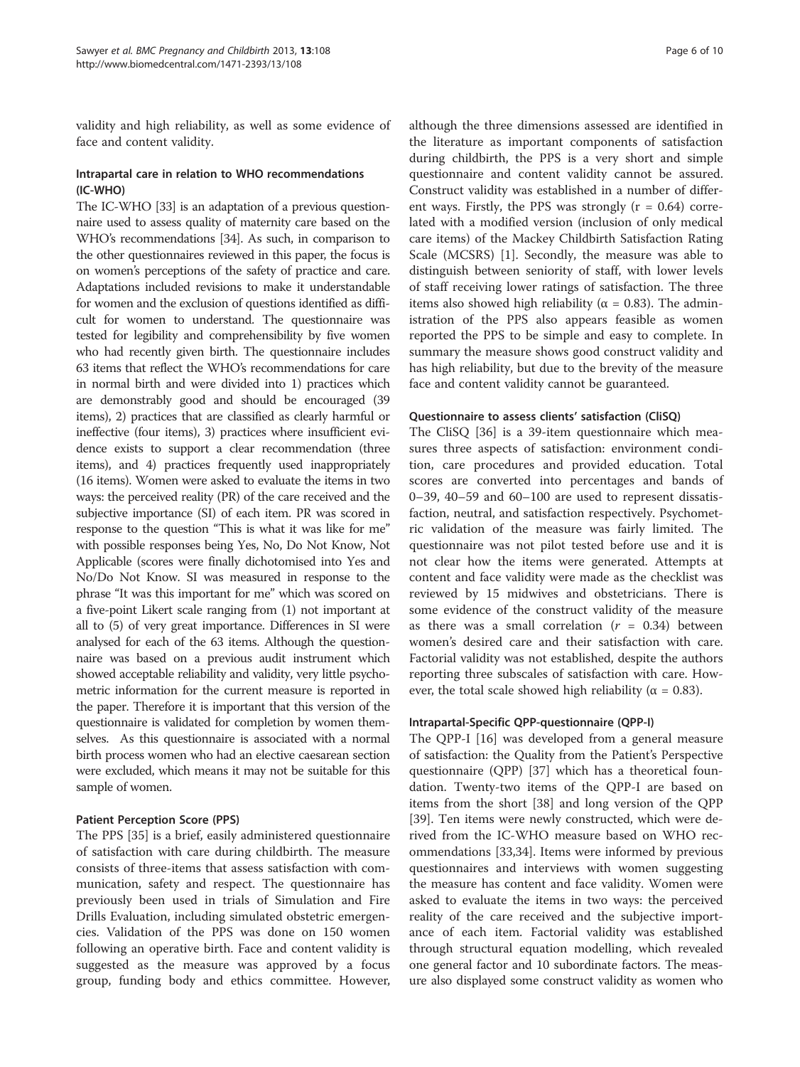validity and high reliability, as well as some evidence of face and content validity.

### Intrapartal care in relation to WHO recommendations (IC-WHO)

The IC-WHO [33] is an adaptation of a previous questionnaire used to assess quality of maternity care based on the WHO's recommendations [34]. As such, in comparison to the other questionnaires reviewed in this paper, the focus is on women's perceptions of the safety of practice and care. Adaptations included revisions to make it understandable for women and the exclusion of questions identified as difficult for women to understand. The questionnaire was tested for legibility and comprehensibility by five women who had recently given birth. The questionnaire includes 63 items that reflect the WHO's recommendations for care in normal birth and were divided into 1) practices which are demonstrably good and should be encouraged (39 items), 2) practices that are classified as clearly harmful or ineffective (four items), 3) practices where insufficient evidence exists to support a clear recommendation (three items), and 4) practices frequently used inappropriately (16 items). Women were asked to evaluate the items in two ways: the perceived reality (PR) of the care received and the subjective importance (SI) of each item. PR was scored in response to the question "This is what it was like for me" with possible responses being Yes, No, Do Not Know, Not Applicable (scores were finally dichotomised into Yes and No/Do Not Know. SI was measured in response to the phrase "It was this important for me" which was scored on a five-point Likert scale ranging from (1) not important at all to (5) of very great importance. Differences in SI were analysed for each of the 63 items. Although the questionnaire was based on a previous audit instrument which showed acceptable reliability and validity, very little psychometric information for the current measure is reported in the paper. Therefore it is important that this version of the questionnaire is validated for completion by women themselves. As this questionnaire is associated with a normal birth process women who had an elective caesarean section were excluded, which means it may not be suitable for this sample of women.

### Patient Perception Score (PPS)

The PPS [35] is a brief, easily administered questionnaire of satisfaction with care during childbirth. The measure consists of three-items that assess satisfaction with communication, safety and respect. The questionnaire has previously been used in trials of Simulation and Fire Drills Evaluation, including simulated obstetric emergencies. Validation of the PPS was done on 150 women following an operative birth. Face and content validity is suggested as the measure was approved by a focus group, funding body and ethics committee. However, although the three dimensions assessed are identified in the literature as important components of satisfaction during childbirth, the PPS is a very short and simple questionnaire and content validity cannot be assured. Construct validity was established in a number of different ways. Firstly, the PPS was strongly ($r = 0.64$) correlated with a modified version (inclusion of only medical care items) of the Mackey Childbirth Satisfaction Rating Scale (MCSRS) [1]. Secondly, the measure was able to distinguish between seniority of staff, with lower levels of staff receiving lower ratings of satisfaction. The three items also showed high reliability ($\alpha = 0.83$). The administration of the PPS also appears feasible as women reported the PPS to be simple and easy to complete. In summary the measure shows good construct validity and has high reliability, but due to the brevity of the measure face and content validity cannot be guaranteed.

### Questionnaire to assess clients' satisfaction (CliSQ)

The CliSQ [36] is a 39-item questionnaire which measures three aspects of satisfaction: environment condition, care procedures and provided education. Total scores are converted into percentages and bands of 0–39, 40–59 and 60–100 are used to represent dissatisfaction, neutral, and satisfaction respectively. Psychometric validation of the measure was fairly limited. The questionnaire was not pilot tested before use and it is not clear how the items were generated. Attempts at content and face validity were made as the checklist was reviewed by 15 midwives and obstetricians. There is some evidence of the construct validity of the measure as there was a small correlation ($r = 0.34$) between women's desired care and their satisfaction with care. Factorial validity was not established, despite the authors reporting three subscales of satisfaction with care. However, the total scale showed high reliability ($\alpha = 0.83$).

### Intrapartal-Specific QPP-questionnaire (QPP-I)

The QPP-I [16] was developed from a general measure of satisfaction: the Quality from the Patient's Perspective questionnaire (QPP) [37] which has a theoretical foundation. Twenty-two items of the QPP-I are based on items from the short [38] and long version of the QPP [39]. Ten items were newly constructed, which were derived from the IC-WHO measure based on WHO recommendations [33,34]. Items were informed by previous questionnaires and interviews with women suggesting the measure has content and face validity. Women were asked to evaluate the items in two ways: the perceived reality of the care received and the subjective importance of each item. Factorial validity was established through structural equation modelling, which revealed one general factor and 10 subordinate factors. The measure also displayed some construct validity as women who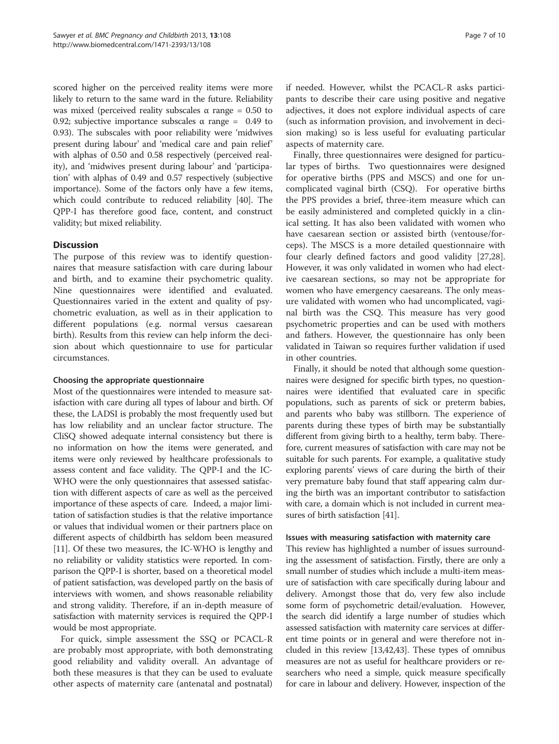scored higher on the perceived reality items were more likely to return to the same ward in the future. Reliability was mixed (perceived reality subscales α range = 0.50 to 0.92; subjective importance subscales α range = 0.49 to 0.93). The subscales with poor reliability were 'midwives present during labour' and 'medical care and pain relief' with alphas of 0.50 and 0.58 respectively (perceived reality), and 'midwives present during labour' and 'participation' with alphas of 0.49 and 0.57 respectively (subjective importance). Some of the factors only have a few items, which could contribute to reduced reliability [40]. The QPP-I has therefore good face, content, and construct validity; but mixed reliability.

## Discussion

The purpose of this review was to identify questionnaires that measure satisfaction with care during labour and birth, and to examine their psychometric quality. Nine questionnaires were identified and evaluated. Questionnaires varied in the extent and quality of psychometric evaluation, as well as in their application to different populations (e.g. normal versus caesarean birth). Results from this review can help inform the decision about which questionnaire to use for particular circumstances.

### Choosing the appropriate questionnaire

Most of the questionnaires were intended to measure satisfaction with care during all types of labour and birth. Of these, the LADSI is probably the most frequently used but has low reliability and an unclear factor structure. The CliSQ showed adequate internal consistency but there is no information on how the items were generated, and items were only reviewed by healthcare professionals to assess content and face validity. The QPP-I and the IC-WHO were the only questionnaires that assessed satisfaction with different aspects of care as well as the perceived importance of these aspects of care. Indeed, a major limitation of satisfaction studies is that the relative importance or values that individual women or their partners place on different aspects of childbirth has seldom been measured [11]. Of these two measures, the IC-WHO is lengthy and no reliability or validity statistics were reported. In comparison the QPP-I is shorter, based on a theoretical model of patient satisfaction, was developed partly on the basis of interviews with women, and shows reasonable reliability and strong validity. Therefore, if an in-depth measure of satisfaction with maternity services is required the QPP-I would be most appropriate.

For quick, simple assessment the SSQ or PCACL-R are probably most appropriate, with both demonstrating good reliability and validity overall. An advantage of both these measures is that they can be used to evaluate other aspects of maternity care (antenatal and postnatal) if needed. However, whilst the PCACL-R asks participants to describe their care using positive and negative adjectives, it does not explore individual aspects of care (such as information provision, and involvement in decision making) so is less useful for evaluating particular aspects of maternity care.

Finally, three questionnaires were designed for particular types of births. Two questionnaires were designed for operative births (PPS and MSCS) and one for uncomplicated vaginal birth (CSQ). For operative births the PPS provides a brief, three-item measure which can be easily administered and completed quickly in a clinical setting. It has also been validated with women who have caesarean section or assisted birth (ventouse/forceps). The MSCS is a more detailed questionnaire with four clearly defined factors and good validity [27,28]. However, it was only validated in women who had elective caesarean sections, so may not be appropriate for women who have emergency caesareans. The only measure validated with women who had uncomplicated, vaginal birth was the CSQ. This measure has very good psychometric properties and can be used with mothers and fathers. However, the questionnaire has only been validated in Taiwan so requires further validation if used in other countries.

Finally, it should be noted that although some questionnaires were designed for specific birth types, no questionnaires were identified that evaluated care in specific populations, such as parents of sick or preterm babies, and parents who baby was stillborn. The experience of parents during these types of birth may be substantially different from giving birth to a healthy, term baby. Therefore, current measures of satisfaction with care may not be suitable for such parents. For example, a qualitative study exploring parents' views of care during the birth of their very premature baby found that staff appearing calm during the birth was an important contributor to satisfaction with care, a domain which is not included in current measures of birth satisfaction [41].

### Issues with measuring satisfaction with maternity care

This review has highlighted a number of issues surrounding the assessment of satisfaction. Firstly, there are only a small number of studies which include a multi-item measure of satisfaction with care specifically during labour and delivery. Amongst those that do, very few also include some form of psychometric detail/evaluation. However, the search did identify a large number of studies which assessed satisfaction with maternity care services at different time points or in general and were therefore not included in this review [13,42,43]. These types of omnibus measures are not as useful for healthcare providers or researchers who need a simple, quick measure specifically for care in labour and delivery. However, inspection of the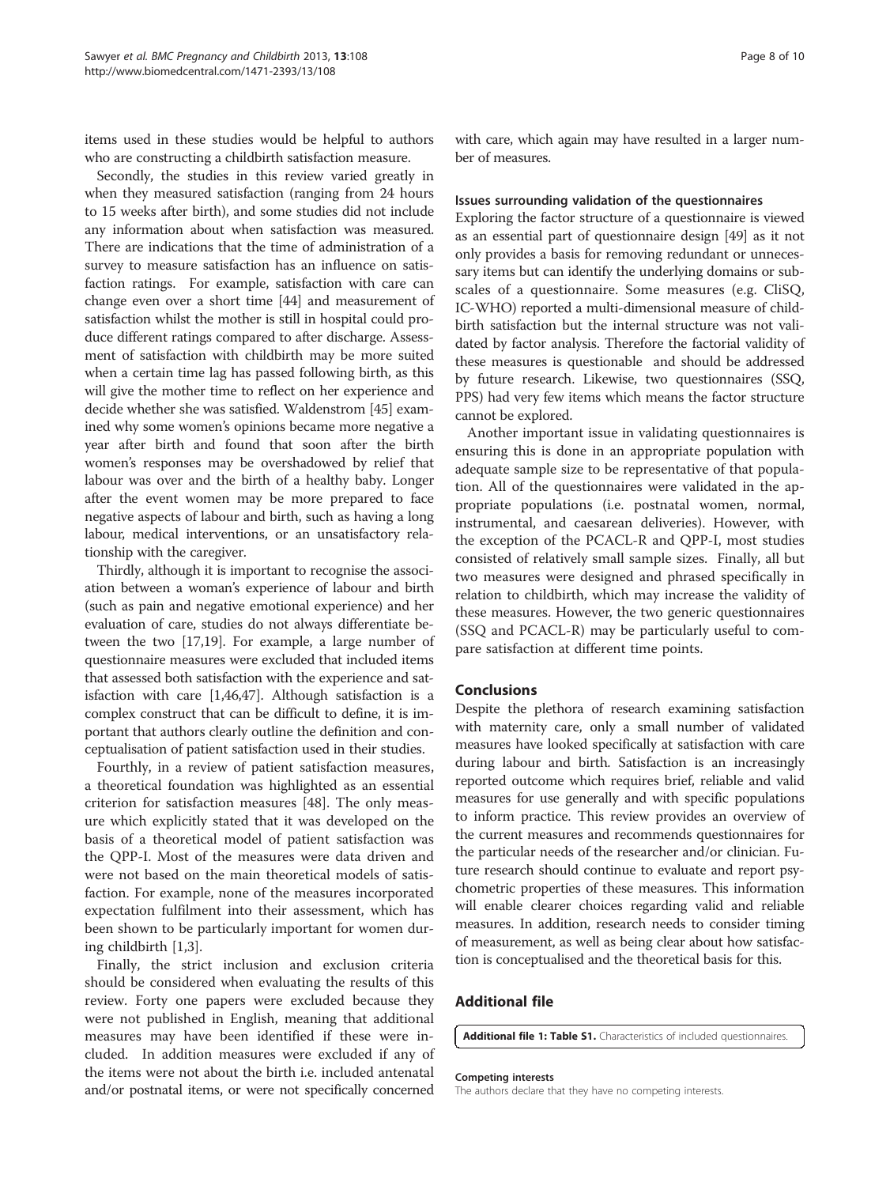items used in these studies would be helpful to authors who are constructing a childbirth satisfaction measure.

Secondly, the studies in this review varied greatly in when they measured satisfaction (ranging from 24 hours to 15 weeks after birth), and some studies did not include any information about when satisfaction was measured. There are indications that the time of administration of a survey to measure satisfaction has an influence on satisfaction ratings. For example, satisfaction with care can change even over a short time [44] and measurement of satisfaction whilst the mother is still in hospital could produce different ratings compared to after discharge. Assessment of satisfaction with childbirth may be more suited when a certain time lag has passed following birth, as this will give the mother time to reflect on her experience and decide whether she was satisfied. Waldenstrom [45] examined why some women's opinions became more negative a year after birth and found that soon after the birth women's responses may be overshadowed by relief that labour was over and the birth of a healthy baby. Longer after the event women may be more prepared to face negative aspects of labour and birth, such as having a long labour, medical interventions, or an unsatisfactory relationship with the caregiver.

Thirdly, although it is important to recognise the association between a woman's experience of labour and birth (such as pain and negative emotional experience) and her evaluation of care, studies do not always differentiate between the two [17,19]. For example, a large number of questionnaire measures were excluded that included items that assessed both satisfaction with the experience and satisfaction with care [1,46,47]. Although satisfaction is a complex construct that can be difficult to define, it is important that authors clearly outline the definition and conceptualisation of patient satisfaction used in their studies.

Fourthly, in a review of patient satisfaction measures, a theoretical foundation was highlighted as an essential criterion for satisfaction measures [48]. The only measure which explicitly stated that it was developed on the basis of a theoretical model of patient satisfaction was the QPP-I. Most of the measures were data driven and were not based on the main theoretical models of satisfaction. For example, none of the measures incorporated expectation fulfilment into their assessment, which has been shown to be particularly important for women during childbirth [1,3].

Finally, the strict inclusion and exclusion criteria should be considered when evaluating the results of this review. Forty one papers were excluded because they were not published in English, meaning that additional measures may have been identified if these were included. In addition measures were excluded if any of the items were not about the birth i.e. included antenatal and/or postnatal items, or were not specifically concerned with care, which again may have resulted in a larger number of measures.

### Issues surrounding validation of the questionnaires

Exploring the factor structure of a questionnaire is viewed as an essential part of questionnaire design [49] as it not only provides a basis for removing redundant or unnecessary items but can identify the underlying domains or subscales of a questionnaire. Some measures (e.g. CliSQ, IC-WHO) reported a multi-dimensional measure of childbirth satisfaction but the internal structure was not validated by factor analysis. Therefore the factorial validity of these measures is questionable and should be addressed by future research. Likewise, two questionnaires (SSQ, PPS) had very few items which means the factor structure cannot be explored.

Another important issue in validating questionnaires is ensuring this is done in an appropriate population with adequate sample size to be representative of that population. All of the questionnaires were validated in the appropriate populations (i.e. postnatal women, normal, instrumental, and caesarean deliveries). However, with the exception of the PCACL-R and QPP-I, most studies consisted of relatively small sample sizes. Finally, all but two measures were designed and phrased specifically in relation to childbirth, which may increase the validity of these measures. However, the two generic questionnaires (SSQ and PCACL-R) may be particularly useful to compare satisfaction at different time points.

## Conclusions

Despite the plethora of research examining satisfaction with maternity care, only a small number of validated measures have looked specifically at satisfaction with care during labour and birth. Satisfaction is an increasingly reported outcome which requires brief, reliable and valid measures for use generally and with specific populations to inform practice. This review provides an overview of the current measures and recommends questionnaires for the particular needs of the researcher and/or clinician. Future research should continue to evaluate and report psychometric properties of these measures. This information will enable clearer choices regarding valid and reliable measures. In addition, research needs to consider timing of measurement, as well as being clear about how satisfaction is conceptualised and the theoretical basis for this.

## Additional file

**Additional file 1: Table S1.** Characteristics of included questionnaires.

#### Competing interests

The authors declare that they have no competing interests.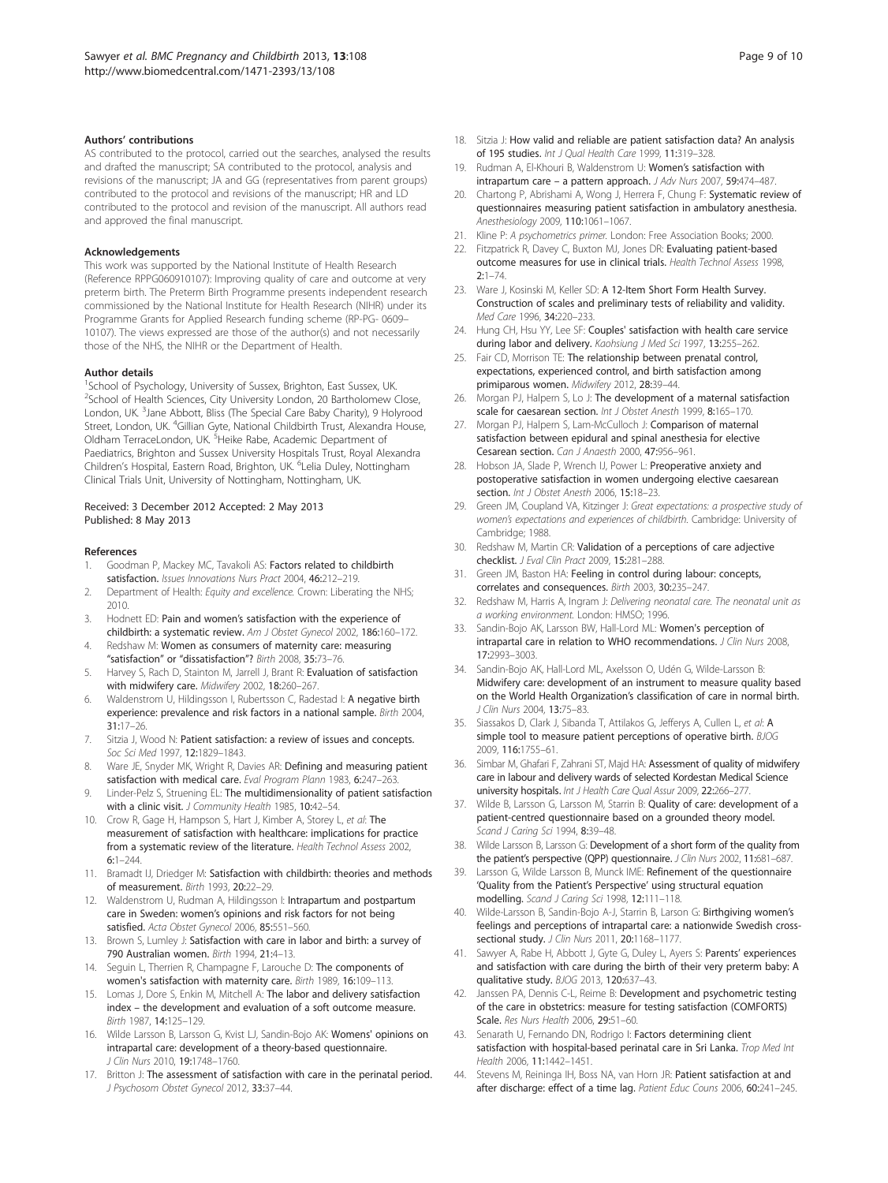### Authors' contributions

AS contributed to the protocol, carried out the searches, analysed the results and drafted the manuscript; SA contributed to the protocol, analysis and revisions of the manuscript; JA and GG (representatives from parent groups) contributed to the protocol and revisions of the manuscript; HR and LD contributed to the protocol and revision of the manuscript. All authors read and approved the final manuscript.

### Acknowledgements

This work was supported by the National Institute of Health Research (Reference RPPG060910107): Improving quality of care and outcome at very preterm birth. The Preterm Birth Programme presents independent research commissioned by the National Institute for Health Research (NIHR) under its Programme Grants for Applied Research funding scheme (RP-PG- 0609–10107). The views expressed are those of the author(s) and not necessarily those of the NHS, the NIHR or the Department of Health.

### Author details

[1]School of Psychology, University of Sussex, Brighton, East Sussex, UK. [2]School of Health Sciences, City University London, 20 Bartholomew Close, London, UK. [3]Jane Abbott, Bliss (The Special Care Baby Charity), 9 Holyrood Street, London, UK. [4]Gillian Gyte, National Childbirth Trust, Alexandra House, Oldham TerraceLondon, UK. [5]Heike Rabe, Academic Department of Paediatrics, Brighton and Sussex University Hospitals Trust, Royal Alexandra Children's Hospital, Eastern Road, Brighton, UK. [6]Lelia Duley, Nottingham Clinical Trials Unit, University of Nottingham, Nottingham, UK.

Received: 3 December 2012 Accepted: 2 May 2013
Published: 8 May 2013

### References

1. Goodman P, Mackey MC, Tavakoli AS: **Factors related to childbirth satisfaction.** *Issues Innovations Nurs Pract* 2004, **46:**212–219.
2. Department of Health: *Equity and excellence.* Crown: Liberating the NHS; 2010.
3. Hodnett ED: **Pain and women's satisfaction with the experience of childbirth: a systematic review.** *Am J Obstet Gynecol* 2002, **186:**160–172.
4. Redshaw M: **Women as consumers of maternity care: measuring "satisfaction" or "dissatisfaction"?** *Birth* 2008, **35:**73–76.
5. Harvey S, Rach D, Stainton M, Jarrell J, Brant R: **Evaluation of satisfaction with midwifery care.** *Midwifery* 2002, **18:**260–267.
6. Waldenstrom U, Hildingsson I, Robertsson C, Radestad I: **A negative birth experience: prevalence and risk factors in a national sample.** *Birth* 2004, **31:**17–26.
7. Sitzia J, Wood N: **Patient satisfaction: a review of issues and concepts.** *Soc Sci Med* 1997, **12:**1829–1843.
8. Ware JE, Snyder MK, Wright R, Davies AR: **Defining and measuring patient satisfaction with medical care.** *Eval Program Plann* 1983, **6:**247–263.
9. Linder-Pelz S, Struening EL: **The multidimensionality of patient satisfaction with a clinic visit.** *J Community Health* 1985, **10:**42–54.
10. Crow R, Gage H, Hampson S, Hart J, Kimber A, Storey L, *et al*: **The measurement of satisfaction with healthcare: implications for practice from a systematic review of the literature.** *Health Technol Assess* 2002, **6:**1–244.
11. Bramadt IJ, Driedger M: **Satisfaction with childbirth: theories and methods of measurement.** *Birth* 1993, **20:**22–29.
12. Waldenstrom U, Rudman A, Hildingsson I: **Intrapartum and postpartum care in Sweden: women's opinions and risk factors for not being satisfied.** *Acta Obstet Gynecol* 2006, **85:**551–560.
13. Brown S, Lumley J: **Satisfaction with care in labor and birth: a survey of 790 Australian women.** *Birth* 1994, **21:**4–13.
14. Seguin L, Therrien R, Champagne F, Larouche D: **The components of women's satisfaction with maternity care.** *Birth* 1989, **16:**109–113.
15. Lomas J, Dore S, Enkin M, Mitchell A: **The labor and delivery satisfaction index – the development and evaluation of a soft outcome measure.** *Birth* 1987, **14:**125–129.
16. Wilde Larsson B, Larsson G, Kvist LJ, Sandin-Bojo AK: **Womens' opinions on intrapartal care: development of a theory-based questionnaire.** *J Clin Nurs* 2010, **19:**1748–1760.
17. Britton J: **The assessment of satisfaction with care in the perinatal period.** *J Psychosom Obstet Gynecol* 2012, **33:**37–44.
18. Sitzia J: **How valid and reliable are patient satisfaction data? An analysis of 195 studies.** *Int J Qual Health Care* 1999, **11:**319–328.
19. Rudman A, El-Khouri B, Waldenstrom U: **Women's satisfaction with intrapartum care – a pattern approach.** *J Adv Nurs* 2007, **59:**474–487.
20. Chartong P, Abrishami A, Wong J, Herrera F, Chung F: **Systematic review of questionnaires measuring patient satisfaction in ambulatory anesthesia.** *Anesthesiology* 2009, **110:**1061–1067.
21. Kline P: *A psychometrics primer.* London: Free Association Books; 2000.
22. Fitzpatrick R, Davey C, Buxton MJ, Jones DR: **Evaluating patient-based outcome measures for use in clinical trials.** *Health Technol Assess* 1998, **2:**1–74.
23. Ware J, Kosinski M, Keller SD: **A 12-Item Short Form Health Survey. Construction of scales and preliminary tests of reliability and validity.** *Med Care* 1996, **34:**220–233.
24. Hung CH, Hsu YY, Lee SF: **Couples' satisfaction with health care service during labor and delivery.** *Kaohsiung J Med Sci* 1997, **13:**255–262.
25. Fair CD, Morrison TE: **The relationship between prenatal control, expectations, experienced control, and birth satisfaction among primiparous women.** *Midwifery* 2012, **28:**39–44.
26. Morgan PJ, Halpern S, Lo J: **The development of a maternal satisfaction scale for caesarean section.** *Int J Obstet Anesth* 1999, **8:**165–170.
27. Morgan PJ, Halpern S, Lam-McCulloch J: **Comparison of maternal satisfaction between epidural and spinal anesthesia for elective Cesarean section.** *Can J Anaesth* 2000, **47:**956–961.
28. Hobson JA, Slade P, Wrench IJ, Power L: **Preoperative anxiety and postoperative satisfaction in women undergoing elective caesarean section.** *Int J Obstet Anesth* 2006, **15:**18–23.
29. Green JM, Coupland VA, Kitzinger J: *Great expectations: a prospective study of women's expectations and experiences of childbirth.* Cambridge: University of Cambridge; 1988.
30. Redshaw M, Martin CR: **Validation of a perceptions of care adjective checklist.** *J Eval Clin Pract* 2009, **15:**281–288.
31. Green JM, Baston HA: **Feeling in control during labour: concepts, correlates and consequences.** *Birth* 2003, **30:**235–247.
32. Redshaw M, Harris A, Ingram J: *Delivering neonatal care. The neonatal unit as a working environment.* London: HMSO; 1996.
33. Sandin-Bojo AK, Larsson BW, Hall-Lord ML: **Women's perception of intrapartal care in relation to WHO recommendations.** *J Clin Nurs* 2008, **17:**2993–3003.
34. Sandin-Bojo AK, Hall-Lord ML, Axelsson O, Udén G, Wilde-Larsson B: **Midwifery care: development of an instrument to measure quality based on the World Health Organization's classification of care in normal birth.** *J Clin Nurs* 2004, **13:**75–83.
35. Siassakos D, Clark J, Sibanda T, Attilakos G, Jefferys A, Cullen L, *et al*: **A simple tool to measure patient perceptions of operative birth.** *BJOG* 2009, **116:**1755–61.
36. Simbar M, Ghafari F, Zahrani ST, Majd HA: **Assessment of quality of midwifery care in labour and delivery wards of selected Kordestan Medical Science university hospitals.** *Int J Health Care Qual Assur* 2009, **22:**266–277.
37. Wilde B, Larsson G, Larsson M, Starrin B: **Quality of care: development of a patient-centred questionnaire based on a grounded theory model.** *Scand J Caring Sci* 1994, **8:**39–48.
38. Wilde Larsson B, Larsson G: **Development of a short form of the quality from the patient's perspective (QPP) questionnaire.** *J Clin Nurs* 2002, **11:**681–687.
39. Larsson G, Wilde Larsson B, Munck IME: **Refinement of the questionnaire 'Quality from the Patient's Perspective' using structural equation modelling.** *Scand J Caring Sci* 1998, **12:**111–118.
40. Wilde-Larsson B, Sandin-Bojo A-J, Starrin B, Larson G: **Birthgiving women's feelings and perceptions of intrapartal care: a nationwide Swedish cross-sectional study.** *J Clin Nurs* 2011, **20:**1168–1177.
41. Sawyer A, Rabe H, Abbott J, Gyte G, Duley L, Ayers S: **Parents' experiences and satisfaction with care during the birth of their very preterm baby: A qualitative study.** *BJOG* 2013, **120:**637–43.
42. Janssen PA, Dennis C-L, Reime B: **Development and psychometric testing of the care in obstetrics: measure for testing satisfaction (COMFORTS) Scale.** *Res Nurs Health* 2006, **29:**51–60.
43. Senarath U, Fernando DN, Rodrigo I: **Factors determining client satisfaction with hospital-based perinatal care in Sri Lanka.** *Trop Med Int Health* 2006, **11:**1442–1451.
44. Stevens M, Reininga IH, Boss NA, van Horn JR: **Patient satisfaction at and after discharge: effect of a time lag.** *Patient Educ Couns* 2006, **60:**241–245.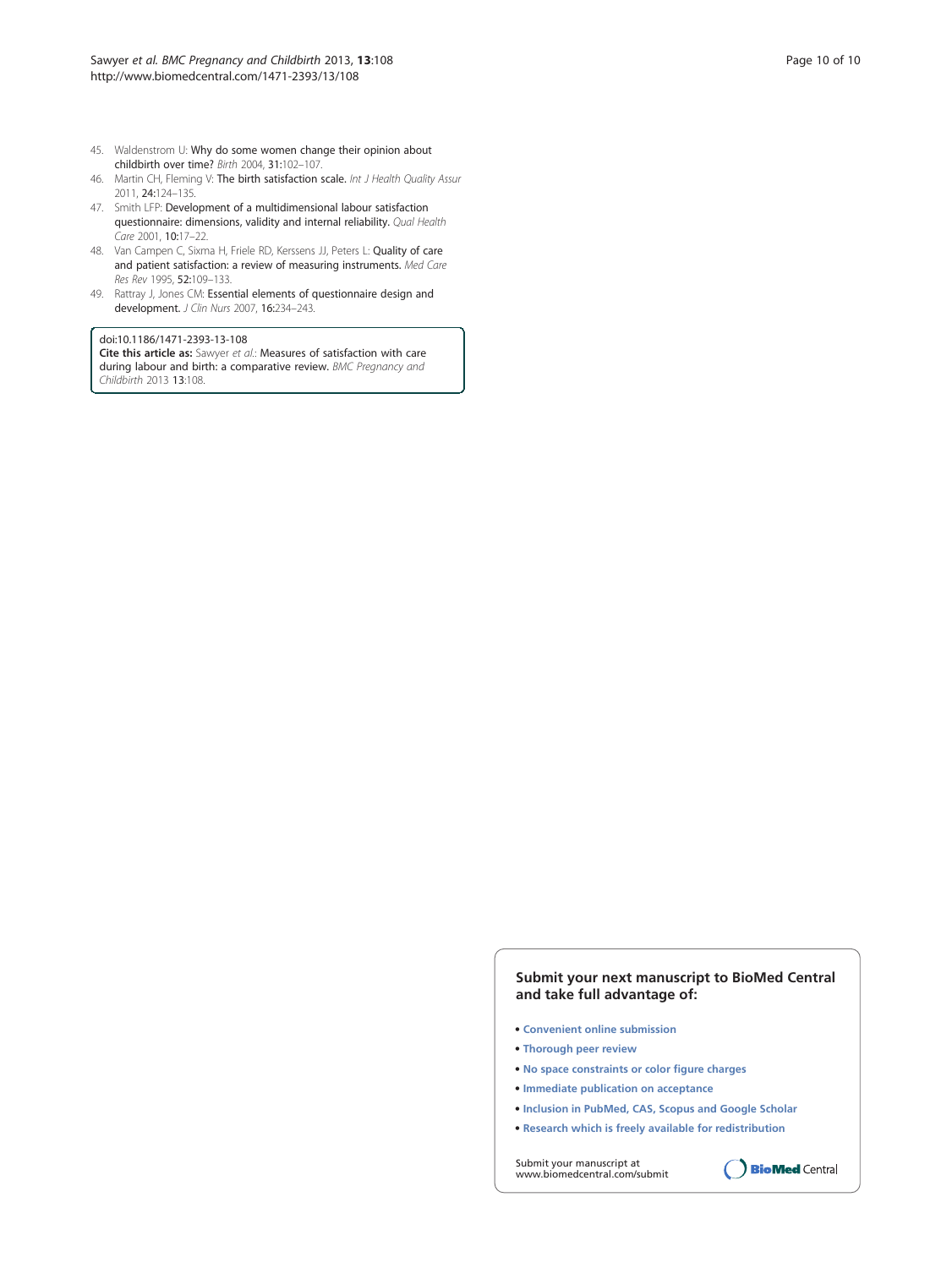45. Waldenstrom U: **Why do some women change their opinion about childbirth over time?** *Birth* 2004, **31:**102–107.
46. Martin CH, Fleming V: **The birth satisfaction scale.** *Int J Health Quality Assur* 2011, **24:**124–135.
47. Smith LFP: **Development of a multidimensional labour satisfaction questionnaire: dimensions, validity and internal reliability.** *Qual Health Care* 2001, **10:**17–22.
48. Van Campen C, Sixma H, Friele RD, Kerssens JJ, Peters L: **Quality of care and patient satisfaction: a review of measuring instruments.** *Med Care Res Rev* 1995, **52:**109–133.
49. Rattray J, Jones CM: **Essential elements of questionnaire design and development.** *J Clin Nurs* 2007, **16:**234–243.

doi:10.1186/1471-2393-13-108
**Cite this article as:** Sawyer *et al.*: Measures of satisfaction with care during labour and birth: a comparative review. *BMC Pregnancy and Childbirth* 2013 **13**:108.

**Submit your next manuscript to BioMed Central and take full advantage of:**

- **Convenient online submission**
- **Thorough peer review**
- **No space constraints or color figure charges**
- **Immediate publication on acceptance**
- **Inclusion in PubMed, CAS, Scopus and Google Scholar**
- **Research which is freely available for redistribution**

Submit your manuscript at
www.biomedcentral.com/submit

BioMed Central